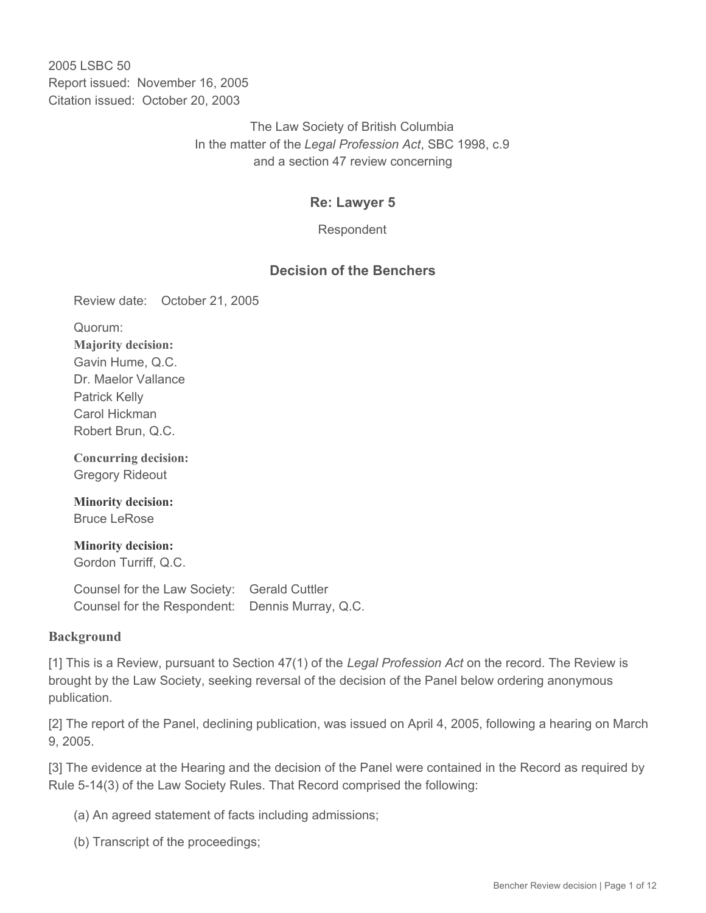2005 LSBC 50
Report issued: November 16, 2005
Citation issued: October 20, 2003

The Law Society of British Columbia
In the matter of the *Legal Profession Act*, SBC 1998, c.9
and a section 47 review concerning

## Re: Lawyer 5

Respondent

## Decision of the Benchers

Review date: October 21, 2005

Quorum:

**Majority decision:**
Gavin Hume, Q.C.
Dr. Maelor Vallance
Patrick Kelly
Carol Hickman
Robert Brun, Q.C.

**Concurring decision:**
Gregory Rideout

**Minority decision:**
Bruce LeRose

**Minority decision:**
Gordon Turriff, Q.C.

Counsel for the Law Society: Gerald Cuttler
Counsel for the Respondent: Dennis Murray, Q.C.

### Background

[1] This is a Review, pursuant to Section 47(1) of the *Legal Profession Act* on the record. The Review is brought by the Law Society, seeking reversal of the decision of the Panel below ordering anonymous publication.

[2] The report of the Panel, declining publication, was issued on April 4, 2005, following a hearing on March 9, 2005.

[3] The evidence at the Hearing and the decision of the Panel were contained in the Record as required by Rule 5-14(3) of the Law Society Rules. That Record comprised the following:

(a) An agreed statement of facts including admissions;

(b) Transcript of the proceedings;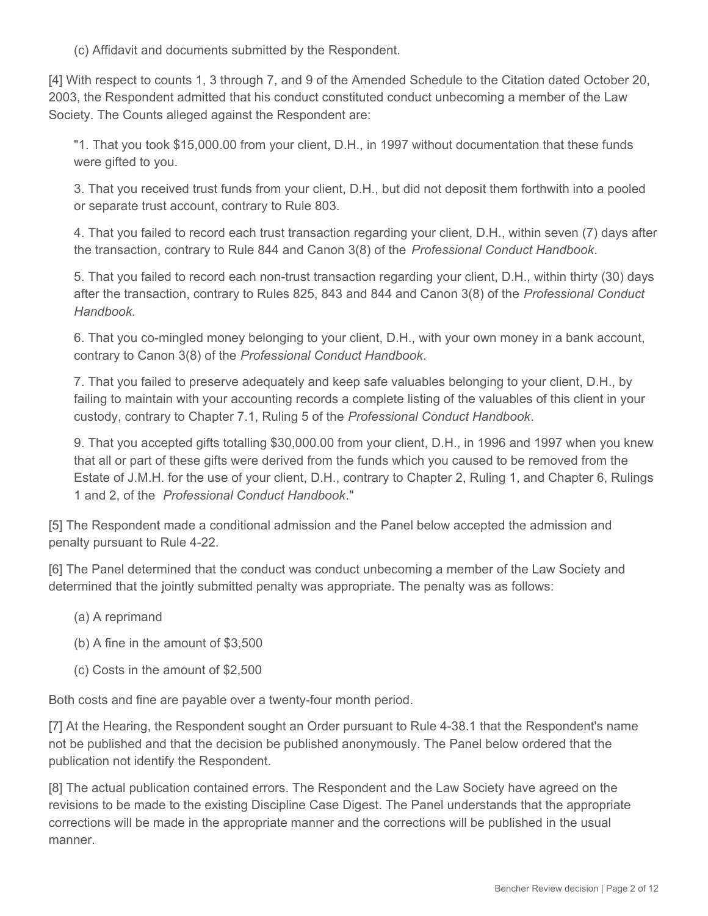(c) Affidavit and documents submitted by the Respondent.

[4] With respect to counts 1, 3 through 7, and 9 of the Amended Schedule to the Citation dated October 20, 2003, the Respondent admitted that his conduct constituted conduct unbecoming a member of the Law Society. The Counts alleged against the Respondent are:

> "1. That you took $15,000.00 from your client, D.H., in 1997 without documentation that these funds were gifted to you.
>
> 3. That you received trust funds from your client, D.H., but did not deposit them forthwith into a pooled or separate trust account, contrary to Rule 803.
>
> 4. That you failed to record each trust transaction regarding your client, D.H., within seven (7) days after the transaction, contrary to Rule 844 and Canon 3(8) of the *Professional Conduct Handbook*.
>
> 5. That you failed to record each non-trust transaction regarding your client, D.H., within thirty (30) days after the transaction, contrary to Rules 825, 843 and 844 and Canon 3(8) of the *Professional Conduct Handbook*.
>
> 6. That you co-mingled money belonging to your client, D.H., with your own money in a bank account, contrary to Canon 3(8) of the *Professional Conduct Handbook*.
>
> 7. That you failed to preserve adequately and keep safe valuables belonging to your client, D.H., by failing to maintain with your accounting records a complete listing of the valuables of this client in your custody, contrary to Chapter 7.1, Ruling 5 of the *Professional Conduct Handbook*.
>
> 9. That you accepted gifts totalling $30,000.00 from your client, D.H., in 1996 and 1997 when you knew that all or part of these gifts were derived from the funds which you caused to be removed from the Estate of J.M.H. for the use of your client, D.H., contrary to Chapter 2, Ruling 1, and Chapter 6, Rulings 1 and 2, of the *Professional Conduct Handbook*."

[5] The Respondent made a conditional admission and the Panel below accepted the admission and penalty pursuant to Rule 4-22.

[6] The Panel determined that the conduct was conduct unbecoming a member of the Law Society and determined that the jointly submitted penalty was appropriate. The penalty was as follows:

(a) A reprimand

(b) A fine in the amount of $3,500

(c) Costs in the amount of $2,500

Both costs and fine are payable over a twenty-four month period.

[7] At the Hearing, the Respondent sought an Order pursuant to Rule 4-38.1 that the Respondent's name not be published and that the decision be published anonymously. The Panel below ordered that the publication not identify the Respondent.

[8] The actual publication contained errors. The Respondent and the Law Society have agreed on the revisions to be made to the existing Discipline Case Digest. The Panel understands that the appropriate corrections will be made in the appropriate manner and the corrections will be published in the usual manner.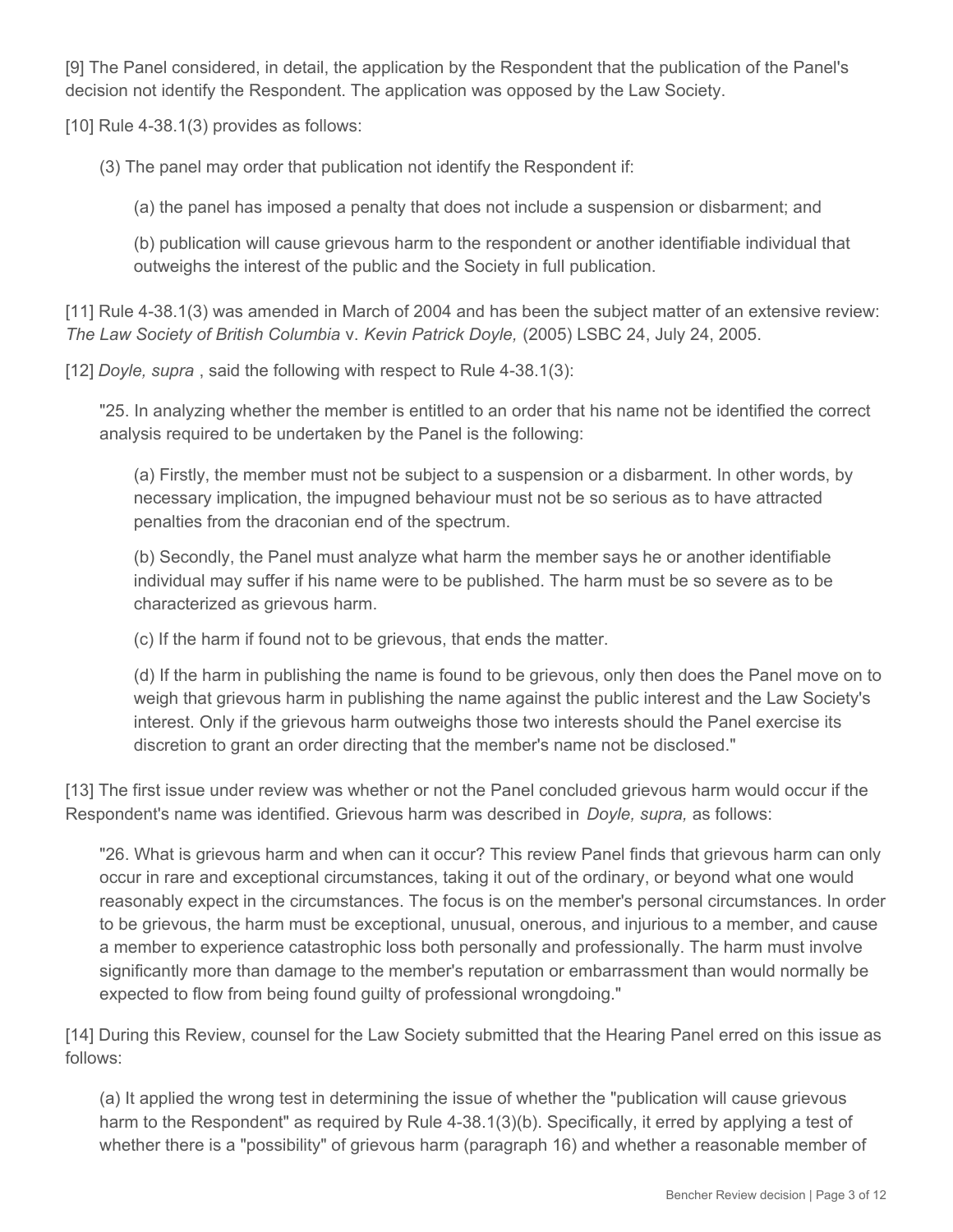[9] The Panel considered, in detail, the application by the Respondent that the publication of the Panel's decision not identify the Respondent. The application was opposed by the Law Society.

[10] Rule 4-38.1(3) provides as follows:

> (3) The panel may order that publication not identify the Respondent if:
>
> > (a) the panel has imposed a penalty that does not include a suspension or disbarment; and
> >
> > (b) publication will cause grievous harm to the respondent or another identifiable individual that outweighs the interest of the public and the Society in full publication.

[11] Rule 4-38.1(3) was amended in March of 2004 and has been the subject matter of an extensive review: *The Law Society of British Columbia* v. *Kevin Patrick Doyle,* (2005) LSBC 24, July 24, 2005.

[12] *Doyle, supra* , said the following with respect to Rule 4-38.1(3):

> "25. In analyzing whether the member is entitled to an order that his name not be identified the correct analysis required to be undertaken by the Panel is the following:
>
> > (a) Firstly, the member must not be subject to a suspension or a disbarment. In other words, by necessary implication, the impugned behaviour must not be so serious as to have attracted penalties from the draconian end of the spectrum.
> >
> > (b) Secondly, the Panel must analyze what harm the member says he or another identifiable individual may suffer if his name were to be published. The harm must be so severe as to be characterized as grievous harm.
> >
> > (c) If the harm if found not to be grievous, that ends the matter.
> >
> > (d) If the harm in publishing the name is found to be grievous, only then does the Panel move on to weigh that grievous harm in publishing the name against the public interest and the Law Society's interest. Only if the grievous harm outweighs those two interests should the Panel exercise its discretion to grant an order directing that the member's name not be disclosed."

[13] The first issue under review was whether or not the Panel concluded grievous harm would occur if the Respondent's name was identified. Grievous harm was described in *Doyle, supra,* as follows:

> "26. What is grievous harm and when can it occur? This review Panel finds that grievous harm can only occur in rare and exceptional circumstances, taking it out of the ordinary, or beyond what one would reasonably expect in the circumstances. The focus is on the member's personal circumstances. In order to be grievous, the harm must be exceptional, unusual, onerous, and injurious to a member, and cause a member to experience catastrophic loss both personally and professionally. The harm must involve significantly more than damage to the member's reputation or embarrassment than would normally be expected to flow from being found guilty of professional wrongdoing."

[14] During this Review, counsel for the Law Society submitted that the Hearing Panel erred on this issue as follows:

> (a) It applied the wrong test in determining the issue of whether the "publication will cause grievous harm to the Respondent" as required by Rule 4-38.1(3)(b). Specifically, it erred by applying a test of whether there is a "possibility" of grievous harm (paragraph 16) and whether a reasonable member of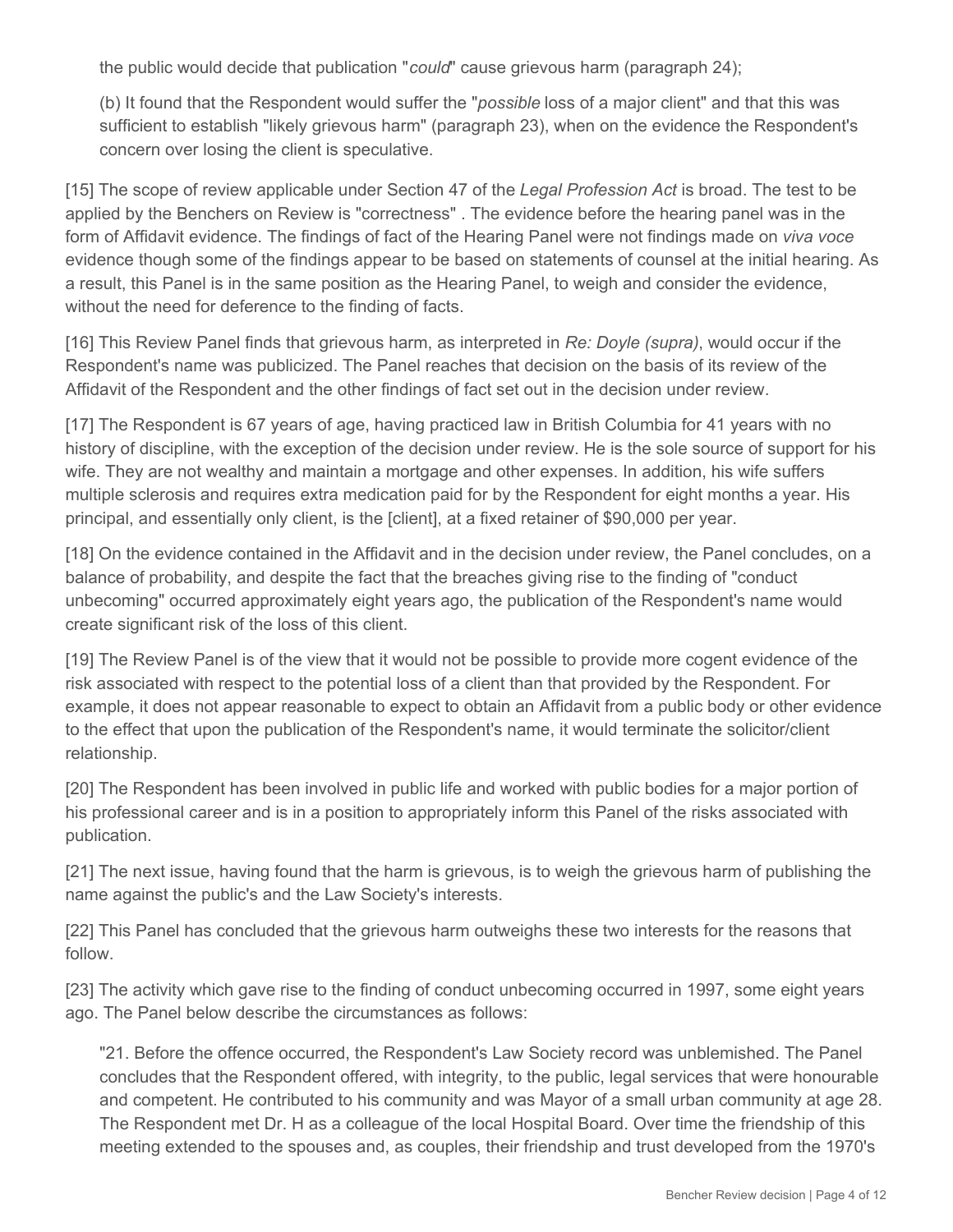the public would decide that publication "*could*" cause grievous harm (paragraph 24);

(b) It found that the Respondent would suffer the "*possible* loss of a major client" and that this was sufficient to establish "likely grievous harm" (paragraph 23), when on the evidence the Respondent's concern over losing the client is speculative.

[15] The scope of review applicable under Section 47 of the *Legal Profession Act* is broad. The test to be applied by the Benchers on Review is "correctness" . The evidence before the hearing panel was in the form of Affidavit evidence. The findings of fact of the Hearing Panel were not findings made on *viva voce* evidence though some of the findings appear to be based on statements of counsel at the initial hearing. As a result, this Panel is in the same position as the Hearing Panel, to weigh and consider the evidence, without the need for deference to the finding of facts.

[16] This Review Panel finds that grievous harm, as interpreted in *Re: Doyle (supra)*, would occur if the Respondent's name was publicized. The Panel reaches that decision on the basis of its review of the Affidavit of the Respondent and the other findings of fact set out in the decision under review.

[17] The Respondent is 67 years of age, having practiced law in British Columbia for 41 years with no history of discipline, with the exception of the decision under review. He is the sole source of support for his wife. They are not wealthy and maintain a mortgage and other expenses. In addition, his wife suffers multiple sclerosis and requires extra medication paid for by the Respondent for eight months a year. His principal, and essentially only client, is the [client], at a fixed retainer of $90,000 per year.

[18] On the evidence contained in the Affidavit and in the decision under review, the Panel concludes, on a balance of probability, and despite the fact that the breaches giving rise to the finding of "conduct unbecoming" occurred approximately eight years ago, the publication of the Respondent's name would create significant risk of the loss of this client.

[19] The Review Panel is of the view that it would not be possible to provide more cogent evidence of the risk associated with respect to the potential loss of a client than that provided by the Respondent. For example, it does not appear reasonable to expect to obtain an Affidavit from a public body or other evidence to the effect that upon the publication of the Respondent's name, it would terminate the solicitor/client relationship.

[20] The Respondent has been involved in public life and worked with public bodies for a major portion of his professional career and is in a position to appropriately inform this Panel of the risks associated with publication.

[21] The next issue, having found that the harm is grievous, is to weigh the grievous harm of publishing the name against the public's and the Law Society's interests.

[22] This Panel has concluded that the grievous harm outweighs these two interests for the reasons that follow.

[23] The activity which gave rise to the finding of conduct unbecoming occurred in 1997, some eight years ago. The Panel below describe the circumstances as follows:

"21. Before the offence occurred, the Respondent's Law Society record was unblemished. The Panel concludes that the Respondent offered, with integrity, to the public, legal services that were honourable and competent. He contributed to his community and was Mayor of a small urban community at age 28. The Respondent met Dr. H as a colleague of the local Hospital Board. Over time the friendship of this meeting extended to the spouses and, as couples, their friendship and trust developed from the 1970's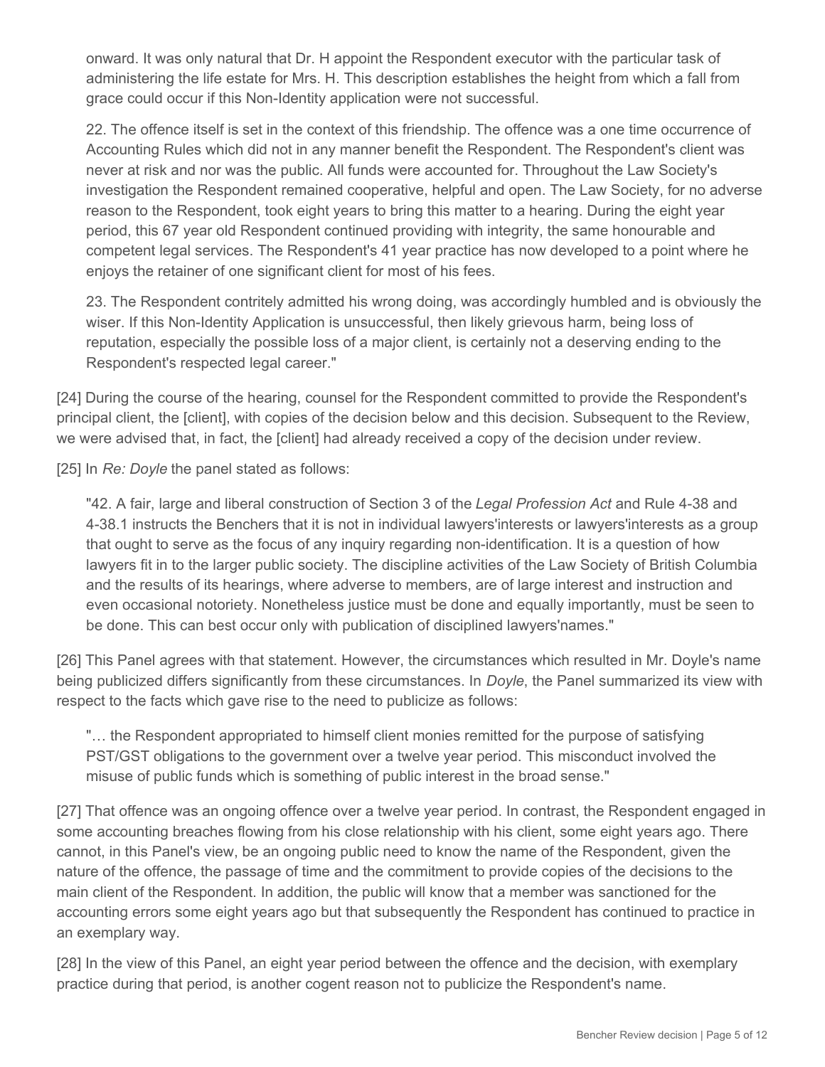onward. It was only natural that Dr. H appoint the Respondent executor with the particular task of administering the life estate for Mrs. H. This description establishes the height from which a fall from grace could occur if this Non-Identity application were not successful.

22. The offence itself is set in the context of this friendship. The offence was a one time occurrence of Accounting Rules which did not in any manner benefit the Respondent. The Respondent's client was never at risk and nor was the public. All funds were accounted for. Throughout the Law Society's investigation the Respondent remained cooperative, helpful and open. The Law Society, for no adverse reason to the Respondent, took eight years to bring this matter to a hearing. During the eight year period, this 67 year old Respondent continued providing with integrity, the same honourable and competent legal services. The Respondent's 41 year practice has now developed to a point where he enjoys the retainer of one significant client for most of his fees.

23. The Respondent contritely admitted his wrong doing, was accordingly humbled and is obviously the wiser. If this Non-Identity Application is unsuccessful, then likely grievous harm, being loss of reputation, especially the possible loss of a major client, is certainly not a deserving ending to the Respondent's respected legal career."

[24] During the course of the hearing, counsel for the Respondent committed to provide the Respondent's principal client, the [client], with copies of the decision below and this decision. Subsequent to the Review, we were advised that, in fact, the [client] had already received a copy of the decision under review.

[25] In *Re: Doyle* the panel stated as follows:

> "42. A fair, large and liberal construction of Section 3 of the *Legal Profession Act* and Rule 4-38 and 4-38.1 instructs the Benchers that it is not in individual lawyers'interests or lawyers'interests as a group that ought to serve as the focus of any inquiry regarding non-identification. It is a question of how lawyers fit in to the larger public society. The discipline activities of the Law Society of British Columbia and the results of its hearings, where adverse to members, are of large interest and instruction and even occasional notoriety. Nonetheless justice must be done and equally importantly, must be seen to be done. This can best occur only with publication of disciplined lawyers'names."

[26] This Panel agrees with that statement. However, the circumstances which resulted in Mr. Doyle's name being publicized differs significantly from these circumstances. In *Doyle*, the Panel summarized its view with respect to the facts which gave rise to the need to publicize as follows:

> "… the Respondent appropriated to himself client monies remitted for the purpose of satisfying PST/GST obligations to the government over a twelve year period. This misconduct involved the misuse of public funds which is something of public interest in the broad sense."

[27] That offence was an ongoing offence over a twelve year period. In contrast, the Respondent engaged in some accounting breaches flowing from his close relationship with his client, some eight years ago. There cannot, in this Panel's view, be an ongoing public need to know the name of the Respondent, given the nature of the offence, the passage of time and the commitment to provide copies of the decisions to the main client of the Respondent. In addition, the public will know that a member was sanctioned for the accounting errors some eight years ago but that subsequently the Respondent has continued to practice in an exemplary way.

[28] In the view of this Panel, an eight year period between the offence and the decision, with exemplary practice during that period, is another cogent reason not to publicize the Respondent's name.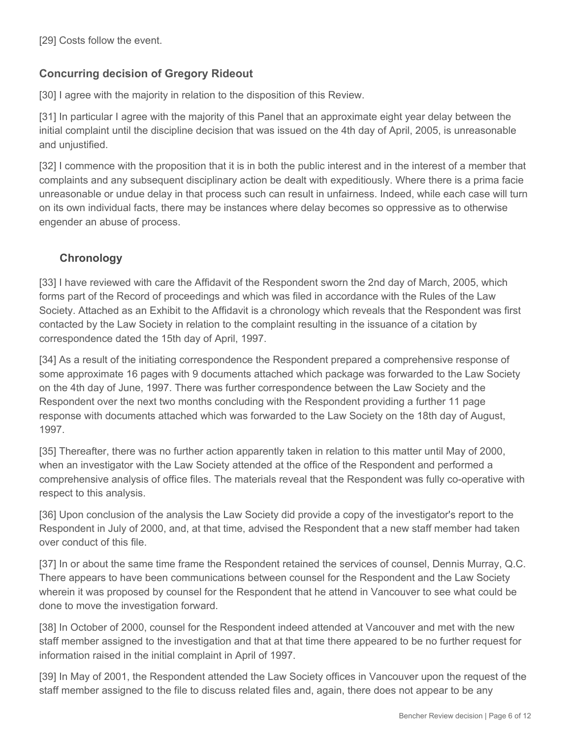[29] Costs follow the event.

### Concurring decision of Gregory Rideout

[30] I agree with the majority in relation to the disposition of this Review.

[31] In particular I agree with the majority of this Panel that an approximate eight year delay between the initial complaint until the discipline decision that was issued on the 4th day of April, 2005, is unreasonable and unjustified.

[32] I commence with the proposition that it is in both the public interest and in the interest of a member that complaints and any subsequent disciplinary action be dealt with expeditiously. Where there is a prima facie unreasonable or undue delay in that process such can result in unfairness. Indeed, while each case will turn on its own individual facts, there may be instances where delay becomes so oppressive as to otherwise engender an abuse of process.

#### Chronology

[33] I have reviewed with care the Affidavit of the Respondent sworn the 2nd day of March, 2005, which forms part of the Record of proceedings and which was filed in accordance with the Rules of the Law Society. Attached as an Exhibit to the Affidavit is a chronology which reveals that the Respondent was first contacted by the Law Society in relation to the complaint resulting in the issuance of a citation by correspondence dated the 15th day of April, 1997.

[34] As a result of the initiating correspondence the Respondent prepared a comprehensive response of some approximate 16 pages with 9 documents attached which package was forwarded to the Law Society on the 4th day of June, 1997. There was further correspondence between the Law Society and the Respondent over the next two months concluding with the Respondent providing a further 11 page response with documents attached which was forwarded to the Law Society on the 18th day of August, 1997.

[35] Thereafter, there was no further action apparently taken in relation to this matter until May of 2000, when an investigator with the Law Society attended at the office of the Respondent and performed a comprehensive analysis of office files. The materials reveal that the Respondent was fully co-operative with respect to this analysis.

[36] Upon conclusion of the analysis the Law Society did provide a copy of the investigator's report to the Respondent in July of 2000, and, at that time, advised the Respondent that a new staff member had taken over conduct of this file.

[37] In or about the same time frame the Respondent retained the services of counsel, Dennis Murray, Q.C. There appears to have been communications between counsel for the Respondent and the Law Society wherein it was proposed by counsel for the Respondent that he attend in Vancouver to see what could be done to move the investigation forward.

[38] In October of 2000, counsel for the Respondent indeed attended at Vancouver and met with the new staff member assigned to the investigation and that at that time there appeared to be no further request for information raised in the initial complaint in April of 1997.

[39] In May of 2001, the Respondent attended the Law Society offices in Vancouver upon the request of the staff member assigned to the file to discuss related files and, again, there does not appear to be any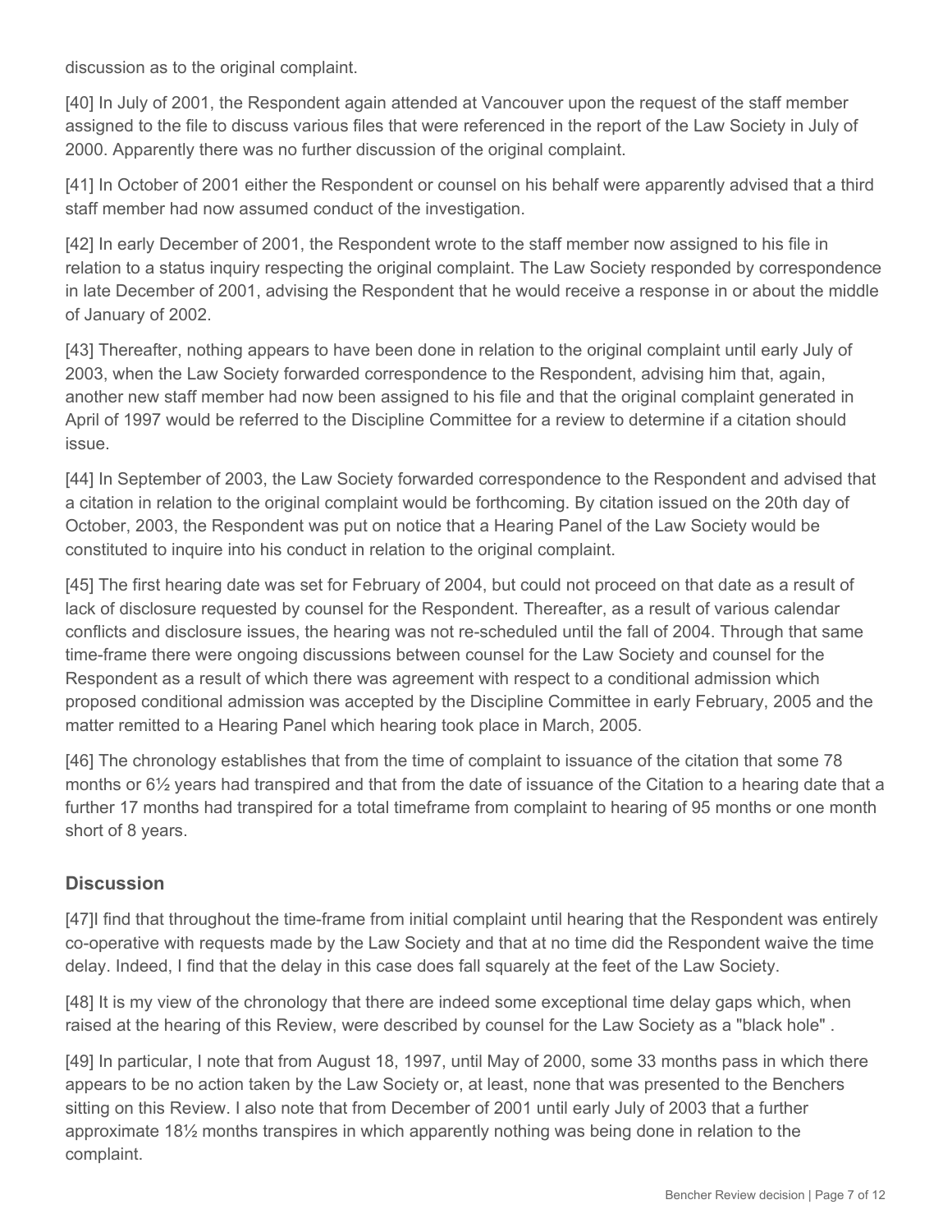discussion as to the original complaint.

[40] In July of 2001, the Respondent again attended at Vancouver upon the request of the staff member assigned to the file to discuss various files that were referenced in the report of the Law Society in July of 2000. Apparently there was no further discussion of the original complaint.

[41] In October of 2001 either the Respondent or counsel on his behalf were apparently advised that a third staff member had now assumed conduct of the investigation.

[42] In early December of 2001, the Respondent wrote to the staff member now assigned to his file in relation to a status inquiry respecting the original complaint. The Law Society responded by correspondence in late December of 2001, advising the Respondent that he would receive a response in or about the middle of January of 2002.

[43] Thereafter, nothing appears to have been done in relation to the original complaint until early July of 2003, when the Law Society forwarded correspondence to the Respondent, advising him that, again, another new staff member had now been assigned to his file and that the original complaint generated in April of 1997 would be referred to the Discipline Committee for a review to determine if a citation should issue.

[44] In September of 2003, the Law Society forwarded correspondence to the Respondent and advised that a citation in relation to the original complaint would be forthcoming. By citation issued on the 20th day of October, 2003, the Respondent was put on notice that a Hearing Panel of the Law Society would be constituted to inquire into his conduct in relation to the original complaint.

[45] The first hearing date was set for February of 2004, but could not proceed on that date as a result of lack of disclosure requested by counsel for the Respondent. Thereafter, as a result of various calendar conflicts and disclosure issues, the hearing was not re-scheduled until the fall of 2004. Through that same time-frame there were ongoing discussions between counsel for the Law Society and counsel for the Respondent as a result of which there was agreement with respect to a conditional admission which proposed conditional admission was accepted by the Discipline Committee in early February, 2005 and the matter remitted to a Hearing Panel which hearing took place in March, 2005.

[46] The chronology establishes that from the time of complaint to issuance of the citation that some 78 months or 6½ years had transpired and that from the date of issuance of the Citation to a hearing date that a further 17 months had transpired for a total timeframe from complaint to hearing of 95 months or one month short of 8 years.

## Discussion

[47]I find that throughout the time-frame from initial complaint until hearing that the Respondent was entirely co-operative with requests made by the Law Society and that at no time did the Respondent waive the time delay. Indeed, I find that the delay in this case does fall squarely at the feet of the Law Society.

[48] It is my view of the chronology that there are indeed some exceptional time delay gaps which, when raised at the hearing of this Review, were described by counsel for the Law Society as a "black hole" .

[49] In particular, I note that from August 18, 1997, until May of 2000, some 33 months pass in which there appears to be no action taken by the Law Society or, at least, none that was presented to the Benchers sitting on this Review. I also note that from December of 2001 until early July of 2003 that a further approximate 18½ months transpires in which apparently nothing was being done in relation to the complaint.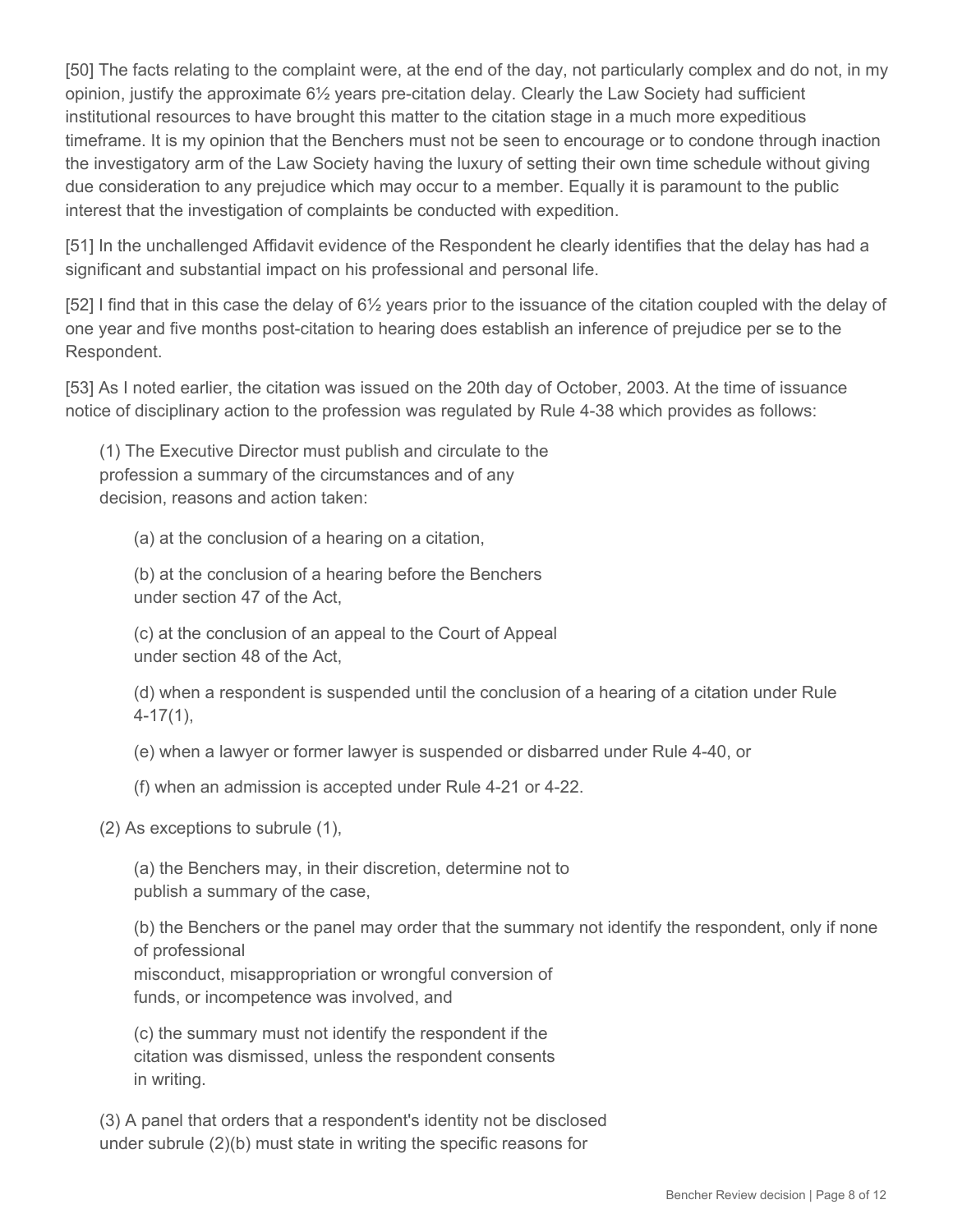[50] The facts relating to the complaint were, at the end of the day, not particularly complex and do not, in my opinion, justify the approximate 6½ years pre-citation delay. Clearly the Law Society had sufficient institutional resources to have brought this matter to the citation stage in a much more expeditious timeframe. It is my opinion that the Benchers must not be seen to encourage or to condone through inaction the investigatory arm of the Law Society having the luxury of setting their own time schedule without giving due consideration to any prejudice which may occur to a member. Equally it is paramount to the public interest that the investigation of complaints be conducted with expedition.

[51] In the unchallenged Affidavit evidence of the Respondent he clearly identifies that the delay has had a significant and substantial impact on his professional and personal life.

[52] I find that in this case the delay of 6½ years prior to the issuance of the citation coupled with the delay of one year and five months post-citation to hearing does establish an inference of prejudice per se to the Respondent.

[53] As I noted earlier, the citation was issued on the 20th day of October, 2003. At the time of issuance notice of disciplinary action to the profession was regulated by Rule 4-38 which provides as follows:

> (1) The Executive Director must publish and circulate to the profession a summary of the circumstances and of any decision, reasons and action taken:
>
> > (a) at the conclusion of a hearing on a citation,
> >
> > (b) at the conclusion of a hearing before the Benchers under section 47 of the Act,
> >
> > (c) at the conclusion of an appeal to the Court of Appeal under section 48 of the Act,
> >
> > (d) when a respondent is suspended until the conclusion of a hearing of a citation under Rule 4-17(1),
> >
> > (e) when a lawyer or former lawyer is suspended or disbarred under Rule 4-40, or
> >
> > (f) when an admission is accepted under Rule 4-21 or 4-22.
>
> (2) As exceptions to subrule (1),
>
> > (a) the Benchers may, in their discretion, determine not to publish a summary of the case,
> >
> > (b) the Benchers or the panel may order that the summary not identify the respondent, only if none of professional misconduct, misappropriation or wrongful conversion of funds, or incompetence was involved, and
> >
> > (c) the summary must not identify the respondent if the citation was dismissed, unless the respondent consents in writing.
>
> (3) A panel that orders that a respondent's identity not be disclosed under subrule (2)(b) must state in writing the specific reasons for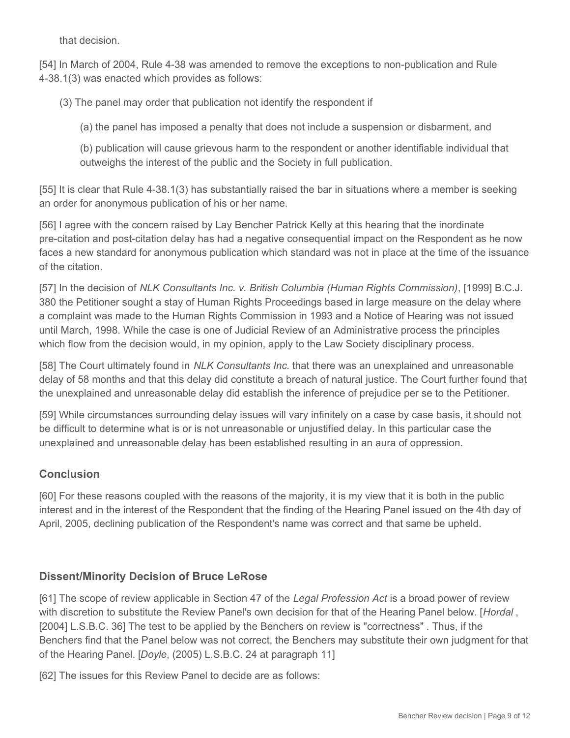that decision.

[54] In March of 2004, Rule 4-38 was amended to remove the exceptions to non-publication and Rule 4-38.1(3) was enacted which provides as follows:

> (3) The panel may order that publication not identify the respondent if
>
> > (a) the panel has imposed a penalty that does not include a suspension or disbarment, and
> >
> > (b) publication will cause grievous harm to the respondent or another identifiable individual that outweighs the interest of the public and the Society in full publication.

[55] It is clear that Rule 4-38.1(3) has substantially raised the bar in situations where a member is seeking an order for anonymous publication of his or her name.

[56] I agree with the concern raised by Lay Bencher Patrick Kelly at this hearing that the inordinate pre-citation and post-citation delay has had a negative consequential impact on the Respondent as he now faces a new standard for anonymous publication which standard was not in place at the time of the issuance of the citation.

[57] In the decision of *NLK Consultants Inc. v. British Columbia (Human Rights Commission)*, [1999] B.C.J. 380 the Petitioner sought a stay of Human Rights Proceedings based in large measure on the delay where a complaint was made to the Human Rights Commission in 1993 and a Notice of Hearing was not issued until March, 1998. While the case is one of Judicial Review of an Administrative process the principles which flow from the decision would, in my opinion, apply to the Law Society disciplinary process.

[58] The Court ultimately found in *NLK Consultants Inc.* that there was an unexplained and unreasonable delay of 58 months and that this delay did constitute a breach of natural justice. The Court further found that the unexplained and unreasonable delay did establish the inference of prejudice per se to the Petitioner.

[59] While circumstances surrounding delay issues will vary infinitely on a case by case basis, it should not be difficult to determine what is or is not unreasonable or unjustified delay. In this particular case the unexplained and unreasonable delay has been established resulting in an aura of oppression.

## Conclusion

[60] For these reasons coupled with the reasons of the majority, it is my view that it is both in the public interest and in the interest of the Respondent that the finding of the Hearing Panel issued on the 4th day of April, 2005, declining publication of the Respondent's name was correct and that same be upheld.

## Dissent/Minority Decision of Bruce LeRose

[61] The scope of review applicable in Section 47 of the *Legal Profession Act* is a broad power of review with discretion to substitute the Review Panel's own decision for that of the Hearing Panel below. [*Hordal* , [2004] L.S.B.C. 36] The test to be applied by the Benchers on review is "correctness" . Thus, if the Benchers find that the Panel below was not correct, the Benchers may substitute their own judgment for that of the Hearing Panel. [*Doyle*, (2005) L.S.B.C. 24 at paragraph 11]

[62] The issues for this Review Panel to decide are as follows: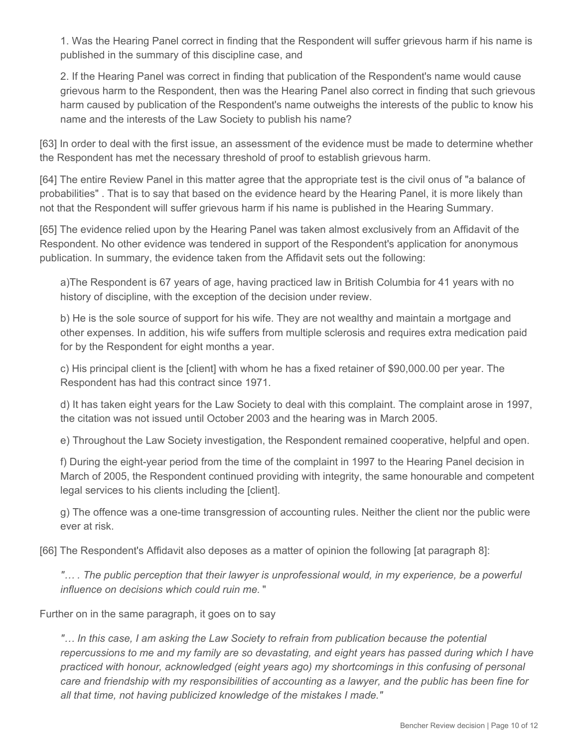1. Was the Hearing Panel correct in finding that the Respondent will suffer grievous harm if his name is published in the summary of this discipline case, and

2. If the Hearing Panel was correct in finding that publication of the Respondent's name would cause grievous harm to the Respondent, then was the Hearing Panel also correct in finding that such grievous harm caused by publication of the Respondent's name outweighs the interests of the public to know his name and the interests of the Law Society to publish his name?

[63] In order to deal with the first issue, an assessment of the evidence must be made to determine whether the Respondent has met the necessary threshold of proof to establish grievous harm.

[64] The entire Review Panel in this matter agree that the appropriate test is the civil onus of "a balance of probabilities" . That is to say that based on the evidence heard by the Hearing Panel, it is more likely than not that the Respondent will suffer grievous harm if his name is published in the Hearing Summary.

[65] The evidence relied upon by the Hearing Panel was taken almost exclusively from an Affidavit of the Respondent. No other evidence was tendered in support of the Respondent's application for anonymous publication. In summary, the evidence taken from the Affidavit sets out the following:

a)The Respondent is 67 years of age, having practiced law in British Columbia for 41 years with no history of discipline, with the exception of the decision under review.

b) He is the sole source of support for his wife. They are not wealthy and maintain a mortgage and other expenses. In addition, his wife suffers from multiple sclerosis and requires extra medication paid for by the Respondent for eight months a year.

c) His principal client is the [client] with whom he has a fixed retainer of $90,000.00 per year. The Respondent has had this contract since 1971.

d) It has taken eight years for the Law Society to deal with this complaint. The complaint arose in 1997, the citation was not issued until October 2003 and the hearing was in March 2005.

e) Throughout the Law Society investigation, the Respondent remained cooperative, helpful and open.

f) During the eight-year period from the time of the complaint in 1997 to the Hearing Panel decision in March of 2005, the Respondent continued providing with integrity, the same honourable and competent legal services to his clients including the [client].

g) The offence was a one-time transgression of accounting rules. Neither the client nor the public were ever at risk.

[66] The Respondent's Affidavit also deposes as a matter of opinion the following [at paragraph 8]:

*"… . The public perception that their lawyer is unprofessional would, in my experience, be a powerful influence on decisions which could ruin me.* "

Further on in the same paragraph, it goes on to say

*"… In this case, I am asking the Law Society to refrain from publication because the potential repercussions to me and my family are so devastating, and eight years has passed during which I have practiced with honour, acknowledged (eight years ago) my shortcomings in this confusing of personal care and friendship with my responsibilities of accounting as a lawyer, and the public has been fine for all that time, not having publicized knowledge of the mistakes I made."*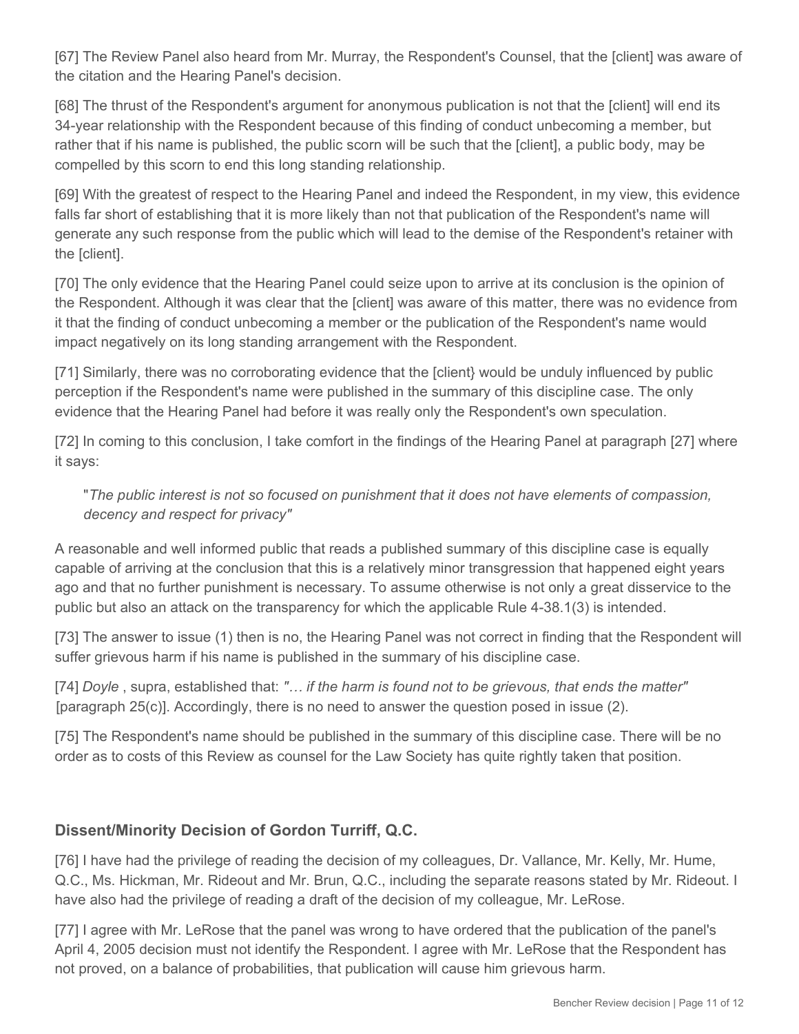[67] The Review Panel also heard from Mr. Murray, the Respondent's Counsel, that the [client] was aware of the citation and the Hearing Panel's decision.

[68] The thrust of the Respondent's argument for anonymous publication is not that the [client] will end its 34-year relationship with the Respondent because of this finding of conduct unbecoming a member, but rather that if his name is published, the public scorn will be such that the [client], a public body, may be compelled by this scorn to end this long standing relationship.

[69] With the greatest of respect to the Hearing Panel and indeed the Respondent, in my view, this evidence falls far short of establishing that it is more likely than not that publication of the Respondent's name will generate any such response from the public which will lead to the demise of the Respondent's retainer with the [client].

[70] The only evidence that the Hearing Panel could seize upon to arrive at its conclusion is the opinion of the Respondent. Although it was clear that the [client] was aware of this matter, there was no evidence from it that the finding of conduct unbecoming a member or the publication of the Respondent's name would impact negatively on its long standing arrangement with the Respondent.

[71] Similarly, there was no corroborating evidence that the [client} would be unduly influenced by public perception if the Respondent's name were published in the summary of this discipline case. The only evidence that the Hearing Panel had before it was really only the Respondent's own speculation.

[72] In coming to this conclusion, I take comfort in the findings of the Hearing Panel at paragraph [27] where it says:

> "*The public interest is not so focused on punishment that it does not have elements of compassion, decency and respect for privacy"*

A reasonable and well informed public that reads a published summary of this discipline case is equally capable of arriving at the conclusion that this is a relatively minor transgression that happened eight years ago and that no further punishment is necessary. To assume otherwise is not only a great disservice to the public but also an attack on the transparency for which the applicable Rule 4-38.1(3) is intended.

[73] The answer to issue (1) then is no, the Hearing Panel was not correct in finding that the Respondent will suffer grievous harm if his name is published in the summary of his discipline case.

[74] *Doyle* , supra, established that: *"… if the harm is found not to be grievous, that ends the matter"* [paragraph 25(c)]. Accordingly, there is no need to answer the question posed in issue (2).

[75] The Respondent's name should be published in the summary of this discipline case. There will be no order as to costs of this Review as counsel for the Law Society has quite rightly taken that position.

## Dissent/Minority Decision of Gordon Turriff, Q.C.

[76] I have had the privilege of reading the decision of my colleagues, Dr. Vallance, Mr. Kelly, Mr. Hume, Q.C., Ms. Hickman, Mr. Rideout and Mr. Brun, Q.C., including the separate reasons stated by Mr. Rideout. I have also had the privilege of reading a draft of the decision of my colleague, Mr. LeRose.

[77] I agree with Mr. LeRose that the panel was wrong to have ordered that the publication of the panel's April 4, 2005 decision must not identify the Respondent. I agree with Mr. LeRose that the Respondent has not proved, on a balance of probabilities, that publication will cause him grievous harm.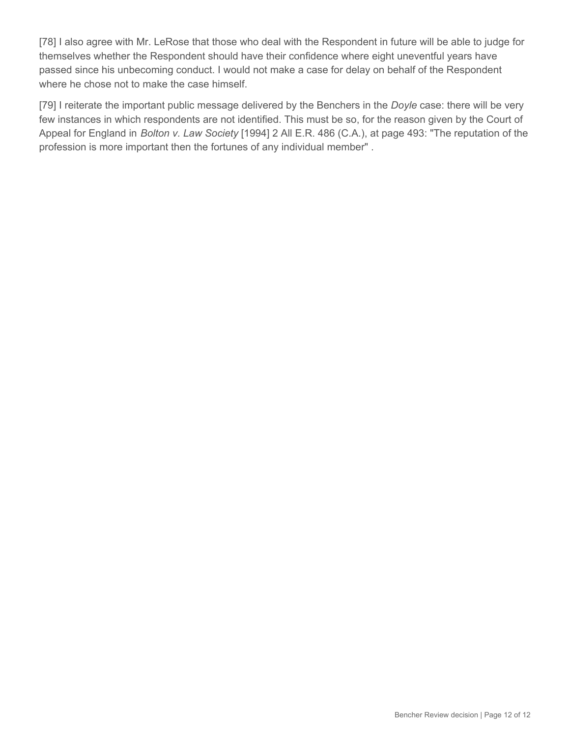[78] I also agree with Mr. LeRose that those who deal with the Respondent in future will be able to judge for themselves whether the Respondent should have their confidence where eight uneventful years have passed since his unbecoming conduct. I would not make a case for delay on behalf of the Respondent where he chose not to make the case himself.

[79] I reiterate the important public message delivered by the Benchers in the *Doyle* case: there will be very few instances in which respondents are not identified. This must be so, for the reason given by the Court of Appeal for England in *Bolton v. Law Society* [1994] 2 All E.R. 486 (C.A.), at page 493: "The reputation of the profession is more important then the fortunes of any individual member" .